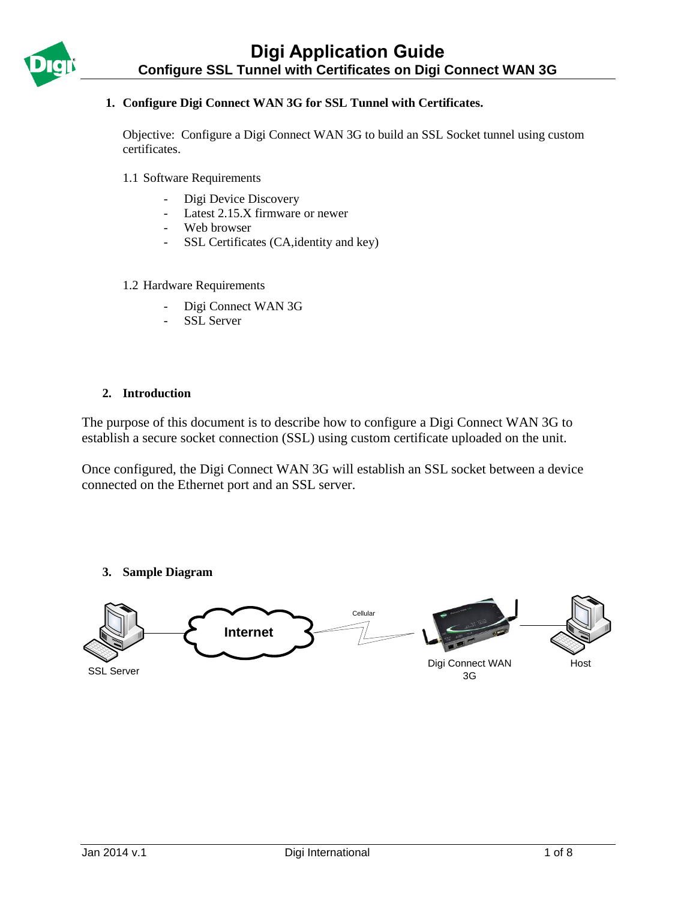# Digi Application Guide
## Configure SSL Tunnel with Certificates on Digi Connect WAN 3G

### 1. Configure Digi Connect WAN 3G for SSL Tunnel with Certificates.

Objective: Configure a Digi Connect WAN 3G to build an SSL Socket tunnel using custom certificates.

1.1 Software Requirements

- Digi Device Discovery
- Latest 2.15.X firmware or newer
- Web browser
- SSL Certificates (CA,identity and key)

1.2 Hardware Requirements

- Digi Connect WAN 3G
- SSL Server

### 2. Introduction

The purpose of this document is to describe how to configure a Digi Connect WAN 3G to establish a secure socket connection (SSL) using custom certificate uploaded on the unit.

Once configured, the Digi Connect WAN 3G will establish an SSL socket between a device connected on the Ethernet port and an SSL server.

### 3. Sample Diagram

SSL Server — Internet — Cellular — Digi Connect WAN 3G — Host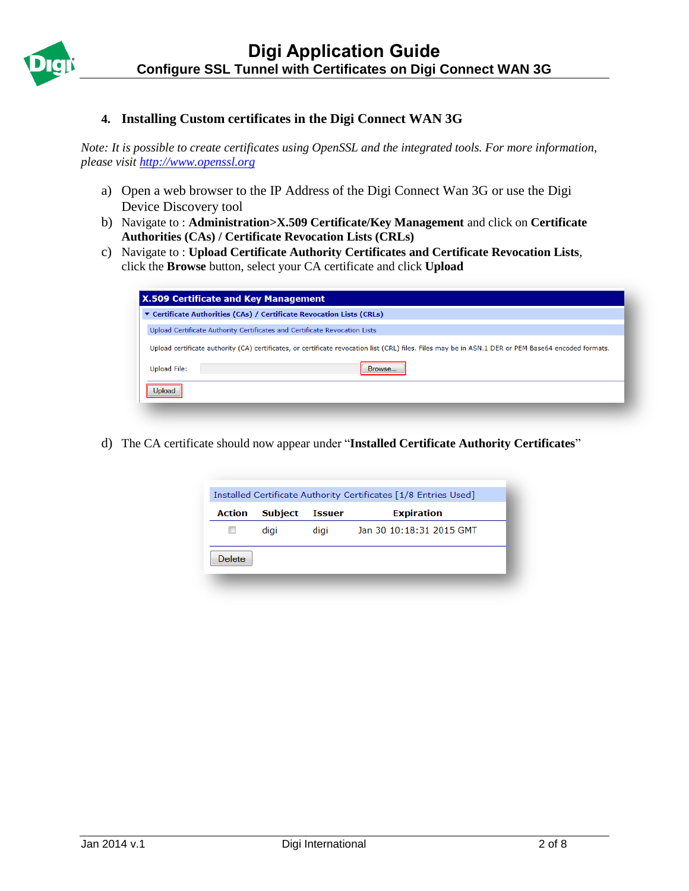## 4. Installing Custom certificates in the Digi Connect WAN 3G

*Note: It is possible to create certificates using OpenSSL and the integrated tools. For more information, please visit [http://www.openssl.org](http://www.openssl.org)*

a) Open a web browser to the IP Address of the Digi Connect Wan 3G or use the Digi Device Discovery tool

b) Navigate to : **Administration>X.509 Certificate/Key Management** and click on **Certificate Authorities (CAs) / Certificate Revocation Lists (CRLs)**

c) Navigate to : **Upload Certificate Authority Certificates and Certificate Revocation Lists**, click the **Browse** button, select your CA certificate and click **Upload**

**X.509 Certificate and Key Management**

▼ Certificate Authorities (CAs) / Certificate Revocation Lists (CRLs)

Upload Certificate Authority Certificates and Certificate Revocation Lists

Upload certificate authority (CA) certificates, or certificate revocation list (CRL) files. Files may be in ASN.1 DER or PEM Base64 encoded formats.

Upload File: [ ] Browse...

Upload

d) The CA certificate should now appear under "**Installed Certificate Authority Certificates**"

Installed Certificate Authority Certificates [1/8 Entries Used]

| Action | Subject | Issuer | Expiration |
|---|---|---|---|
| ☐ | digi | digi | Jan 30 10:18:31 2015 GMT |

Delete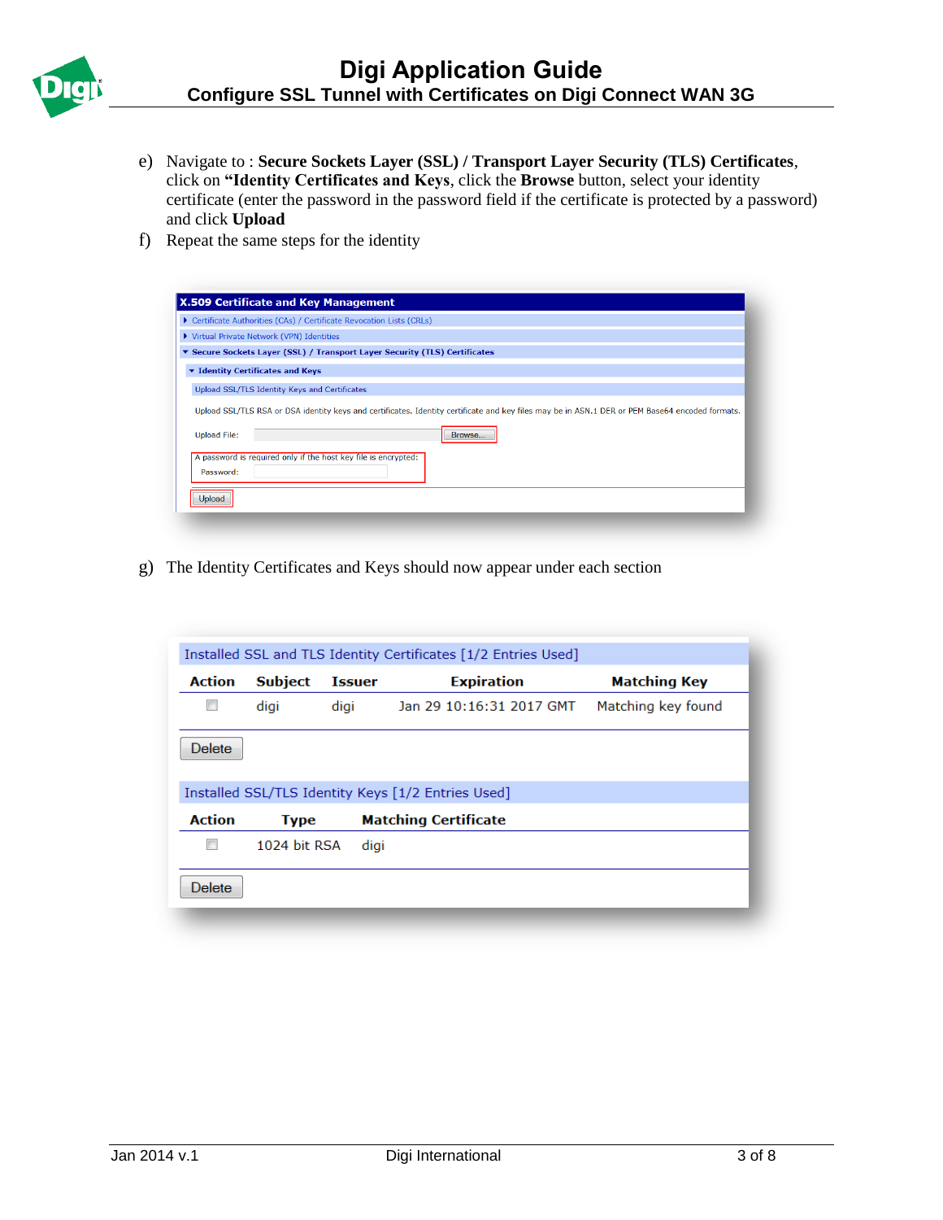e) Navigate to : **Secure Sockets Layer (SSL) / Transport Layer Security (TLS) Certificates**, click on **"Identity Certificates and Keys**, click the **Browse** button, select your identity certificate (enter the password in the password field if the certificate is protected by a password) and click **Upload**

f) Repeat the same steps for the identity

**X.509 Certificate and Key Management**

- Certificate Authorities (CAs) / Certificate Revocation Lists (CRLs)
- Virtual Private Network (VPN) Identities
- Secure Sockets Layer (SSL) / Transport Layer Security (TLS) Certificates
  - Identity Certificates and Keys

Upload SSL/TLS Identity Keys and Certificates

Upload SSL/TLS RSA or DSA identity keys and certificates. Identity certificate and key files may be in ASN.1 DER or PEM Base64 encoded formats.

Upload File: [Browse...]

A password is required only if the host key file is encrypted:
Password:

[Upload]

g) The Identity Certificates and Keys should now appear under each section

Installed SSL and TLS Identity Certificates [1/2 Entries Used]

| Action | Subject | Issuer | Expiration | Matching Key |
|---|---|---|---|---|
| ☐ | digi | digi | Jan 29 10:16:31 2017 GMT | Matching key found |

[Delete]

Installed SSL/TLS Identity Keys [1/2 Entries Used]

| Action | Type | Matching Certificate |
|---|---|---|
| ☐ | 1024 bit RSA | digi |

[Delete]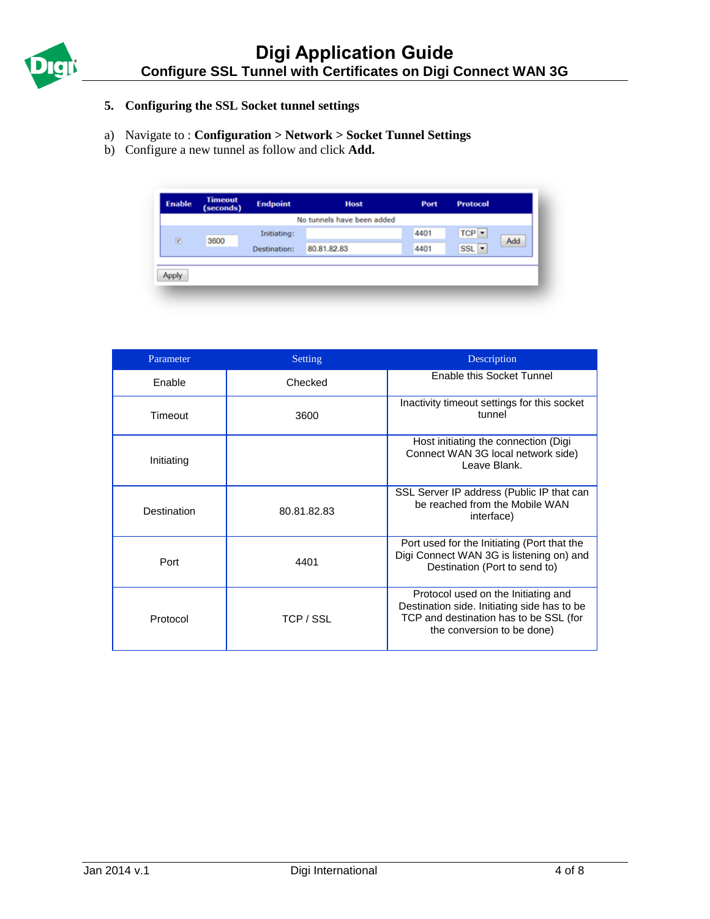## 5. Configuring the SSL Socket tunnel settings

a) Navigate to : **Configuration > Network > Socket Tunnel Settings**
b) Configure a new tunnel as follow and click **Add.**

| Parameter | Setting | Description |
|---|---|---|
| Enable | Checked | Enable this Socket Tunnel |
| Timeout | 3600 | Inactivity timeout settings for this socket tunnel |
| Initiating | | Host initiating the connection (Digi Connect WAN 3G local network side) Leave Blank. |
| Destination | 80.81.82.83 | SSL Server IP address (Public IP that can be reached from the Mobile WAN interface) |
| Port | 4401 | Port used for the Initiating (Port that the Digi Connect WAN 3G is listening on) and Destination (Port to send to) |
| Protocol | TCP / SSL | Protocol used on the Initiating and Destination side. Initiating side has to be TCP and destination has to be SSL (for the conversion to be done) |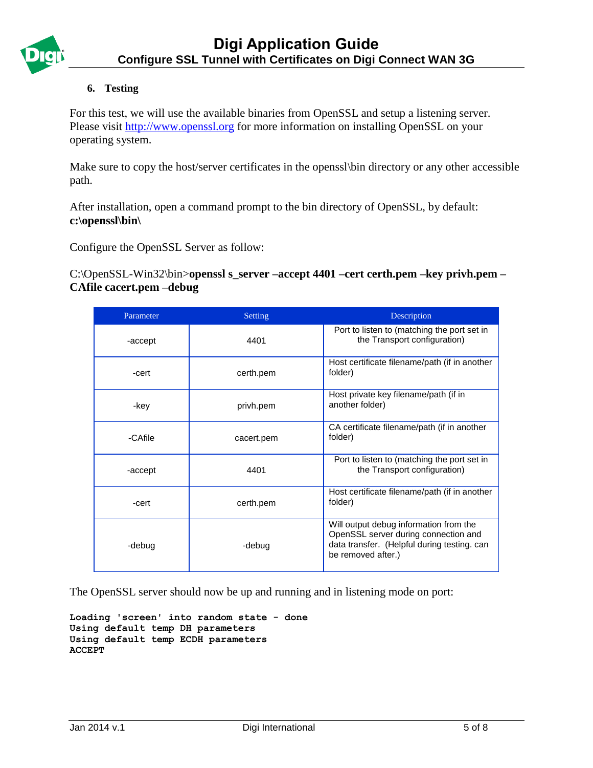## 6. Testing

For this test, we will use the available binaries from OpenSSL and setup a listening server. Please visit http://www.openssl.org for more information on installing OpenSSL on your operating system.

Make sure to copy the host/server certificates in the openssl\bin directory or any other accessible path.

After installation, open a command prompt to the bin directory of OpenSSL, by default: **c:\openssl\bin\**

Configure the OpenSSL Server as follow:

C:\OpenSSL-Win32\bin>**openssl s_server –accept 4401 –cert certh.pem –key privh.pem –CAfile cacert.pem –debug**

| Parameter | Setting | Description |
|---|---|---|
| -accept | 4401 | Port to listen to (matching the port set in the Transport configuration) |
| -cert | certh.pem | Host certificate filename/path (if in another folder) |
| -key | privh.pem | Host private key filename/path (if in another folder) |
| -CAfile | cacert.pem | CA certificate filename/path (if in another folder) |
| -accept | 4401 | Port to listen to (matching the port set in the Transport configuration) |
| -cert | certh.pem | Host certificate filename/path (if in another folder) |
| -debug | -debug | Will output debug information from the OpenSSL server during connection and data transfer. (Helpful during testing. can be removed after.) |

The OpenSSL server should now be up and running and in listening mode on port:

```
Loading 'screen' into random state - done
Using default temp DH parameters
Using default temp ECDH parameters
ACCEPT
```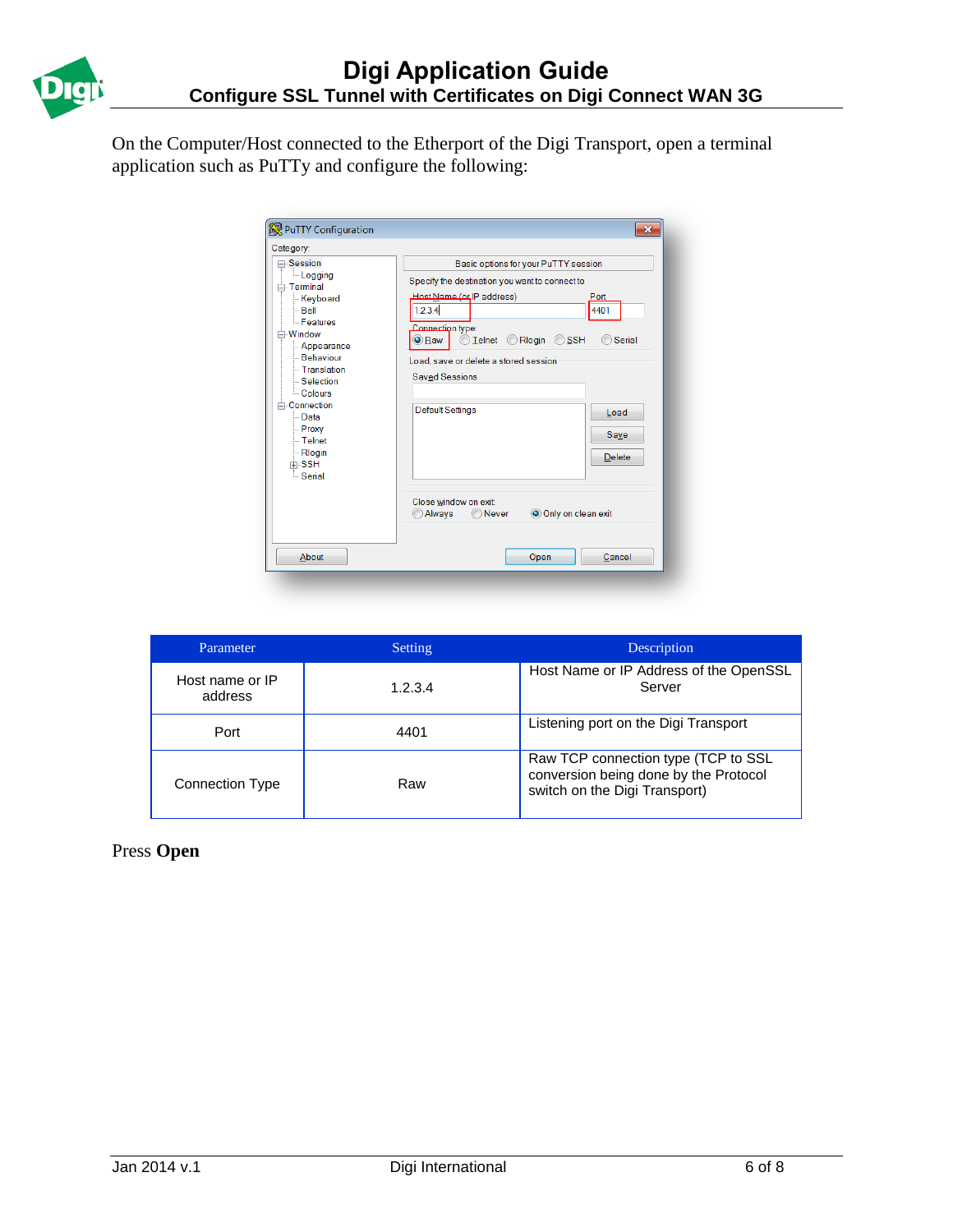On the Computer/Host connected to the Etherport of the Digi Transport, open a terminal application such as PuTTy and configure the following:

| Parameter | Setting | Description |
| --- | --- | --- |
| Host name or IP address | 1.2.3.4 | Host Name or IP Address of the OpenSSL Server |
| Port | 4401 | Listening port on the Digi Transport |
| Connection Type | Raw | Raw TCP connection type (TCP to SSL conversion being done by the Protocol switch on the Digi Transport) |

Press **Open**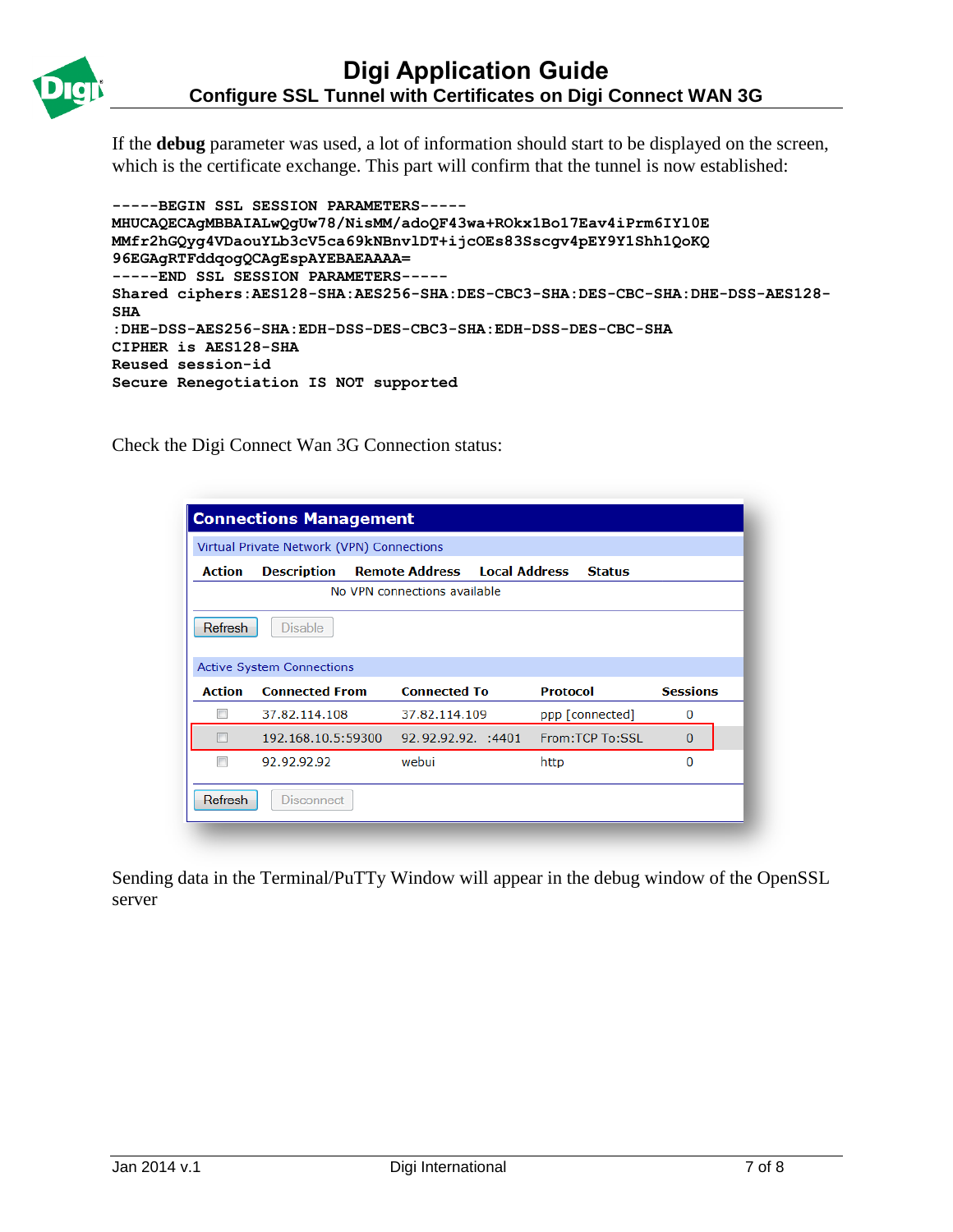If the **debug** parameter was used, a lot of information should start to be displayed on the screen, which is the certificate exchange. This part will confirm that the tunnel is now established:

```
-----BEGIN SSL SESSION PARAMETERS-----
MHUCAQECAgMBBAIALwQgUw78/NisMM/adoQF43wa+ROkx1Bo17Eav4iPrm6IYl0E
MMfr2hGQyg4VDaouYLb3cV5ca69kNBnvlDT+ijcOEs83Sscgv4pEY9Y1Shh1QoKQ
96EGAgRTFddqogQCAgEspAYEBAEAAAA=
-----END SSL SESSION PARAMETERS-----
Shared ciphers:AES128-SHA:AES256-SHA:DES-CBC3-SHA:DES-CBC-SHA:DHE-DSS-AES128-SHA
:DHE-DSS-AES256-SHA:EDH-DSS-DES-CBC3-SHA:EDH-DSS-DES-CBC-SHA
CIPHER is AES128-SHA
Reused session-id
Secure Renegotiation IS NOT supported
```

Check the Digi Connect Wan 3G Connection status:

**Connections Management**

Virtual Private Network (VPN) Connections

| Action | Description | Remote Address | Local Address | Status |
|---|---|---|---|---|
| | | No VPN connections available | | |

Refresh | Disable

Active System Connections

| Action | Connected From | Connected To | Protocol | Sessions |
|---|---|---|---|---|
| ☐ | 37.82.114.108 | 37.82.114.109 | ppp [connected] | 0 |
| ☐ | 192.168.10.5:59300 | 92.92.92.92. :4401 | From:TCP To:SSL | 0 |
| ☐ | 92.92.92.92 | webui | http | 0 |

Refresh | Disconnect

Sending data in the Terminal/PuTTy Window will appear in the debug window of the OpenSSL server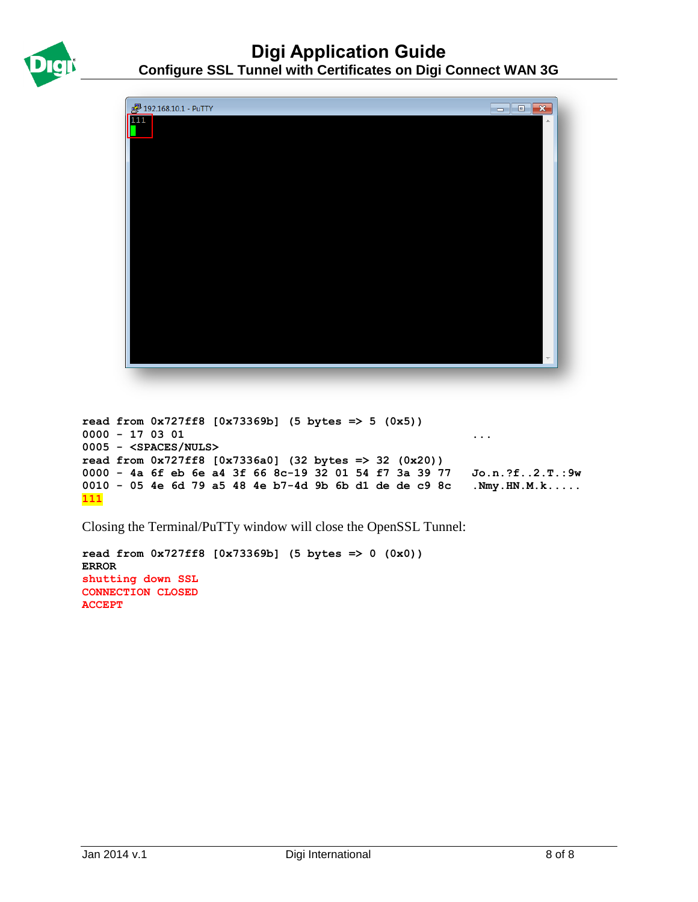```
read from 0x727ff8 [0x73369b] (5 bytes => 5 (0x5))
0000 - 17 03 01                                          ...
0005 - <SPACES/NULS>
read from 0x727ff8 [0x7336a0] (32 bytes => 32 (0x20))
0000 - 4a 6f eb 6e a4 3f 66 8c-19 32 01 54 f7 3a 39 77   Jo.n.?f..2.T.:9w
0010 - 05 4e 6d 79 a5 48 4e b7-4d 9b 6b d1 de de c9 8c   .Nmy.HN.M.k.....
111
```

Closing the Terminal/PuTTy window will close the OpenSSL Tunnel:

```
read from 0x727ff8 [0x73369b] (5 bytes => 0 (0x0))
ERROR
shutting down SSL
CONNECTION CLOSED
ACCEPT
```